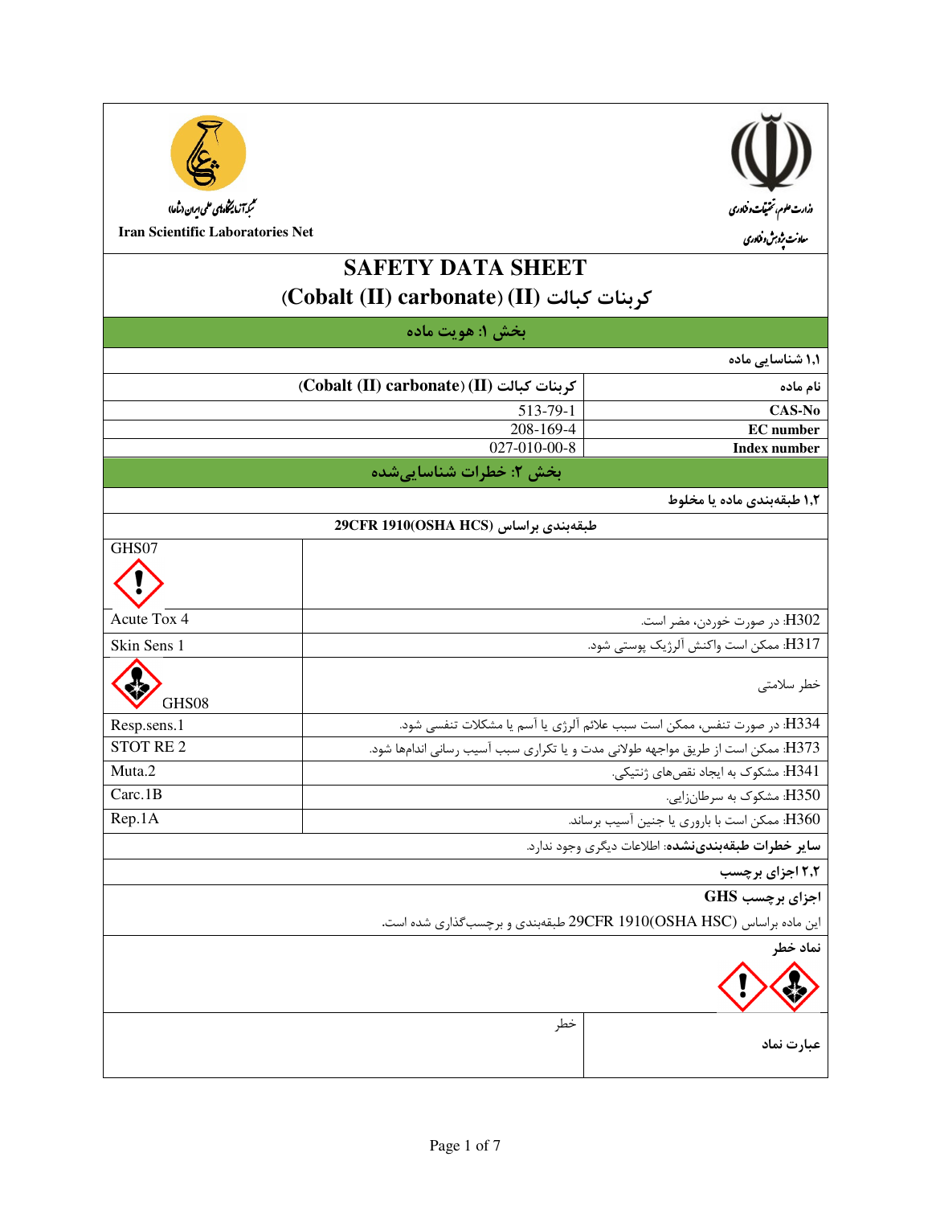وزارت علوم، تحقیقات و فناوری
معاونت پژوهش و فناوری

شبکه آزمایشگاه‌های علمی ایران (شاعا)
Iran Scientific Laboratories Net

# SAFETY DATA SHEET
# کربنات کبالت (II) (Cobalt (II) carbonate)

## بخش ۱: هویت ماده

### ۱،۱ شناسایی ماده

| نام ماده | کربنات کبالت (II) (Cobalt (II) carbonate) |
|---|---|
| CAS-No | 513-79-1 |
| EC number | 208-169-4 |
| Index number | 027-010-00-8 |

## بخش ۲: خطرات شناسایی‌شده

### ۱،۲ طبقه‌بندی ماده یا مخلوط

طبقه‌بندی براساس 29CFR 1910(OSHA HCS)

| | |
|---|---|
| GHS07 | |
| Acute Tox 4 | H302: در صورت خوردن، مضر است. |
| Skin Sens 1 | H317: ممکن است واکنش آلرژیک پوستی شود. |
| GHS08 | خطر سلامتی |
| Resp.sens.1 | H334: در صورت تنفس، ممکن است سبب علائم آلرژی یا آسم یا مشکلات تنفسی شود. |
| STOT RE 2 | H373: ممکن است از طریق مواجهه طولانی مدت و یا تکراری سبب آسیب رسانی اندامها شود. |
| Muta.2 | H341: مشکوک به ایجاد نقص‌های ژنتیکی. |
| Carc.1B | H350: مشکوک به سرطانزایی. |
| Rep.1A | H360: ممکن است با باروری یا جنین آسیب برساند. |

**سایر خطرات طبقه‌بندی‌نشده**: اطلاعات دیگری وجود ندارد.

### ۲،۲ اجزای برچسب

**اجزای برچسب GHS**

این ماده براساس 29CFR 1910(OSHA HSC) طبقه‌بندی و برچسب‌گذاری شده است.

**نماد خطر**

| عبارت نماد | خطر |
|---|---|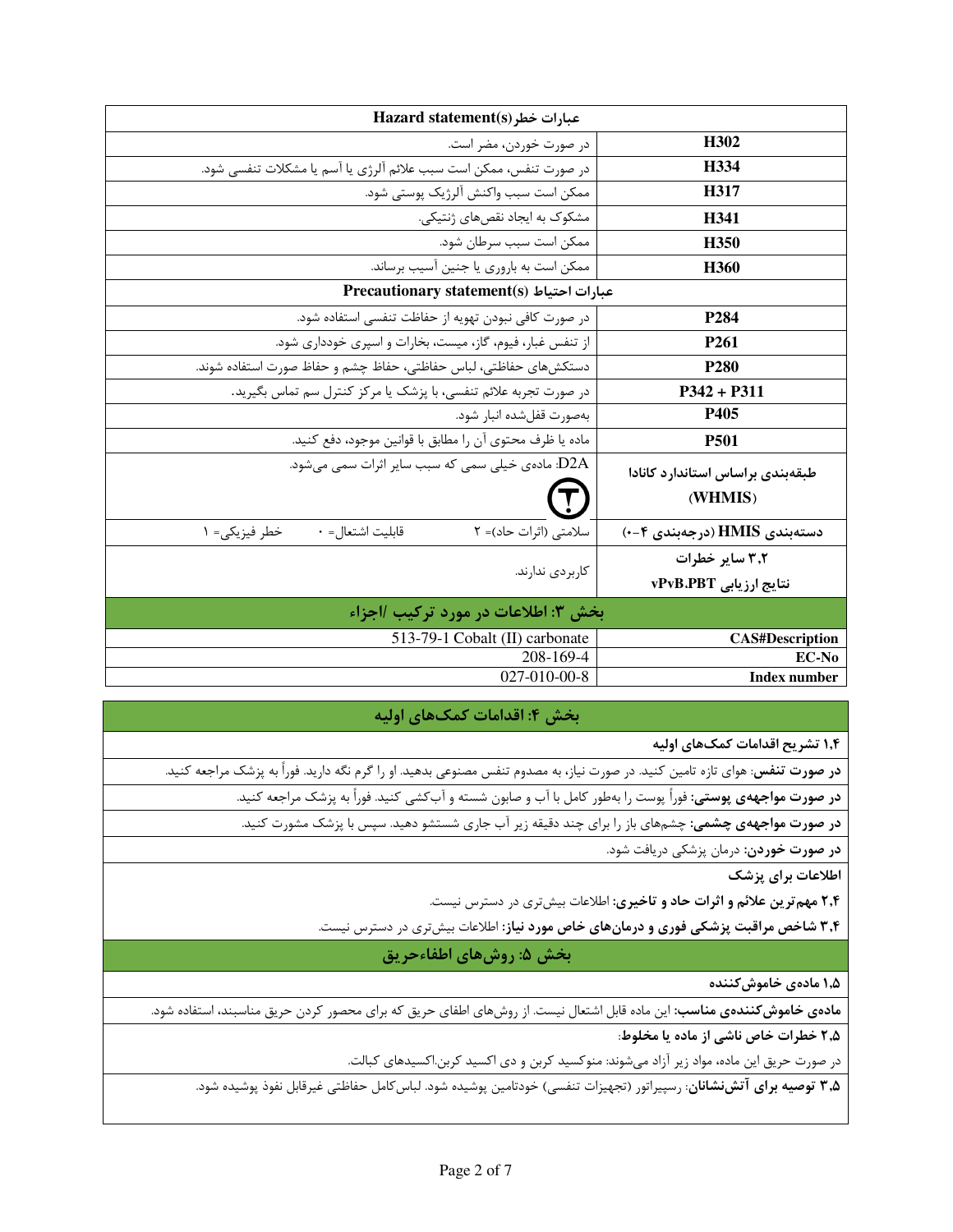| عبارات خطر Hazard statement(s) | |
|---|---|
| H302 | در صورت خوردن، مضر است. |
| H334 | در صورت تنفس، ممکن است سبب علائم آلرژی یا آسم یا مشکلات تنفسی شود. |
| H317 | ممکن است سبب واکنش آلرژیک پوستی شود. |
| H341 | مشکوک به ایجاد نقص‌های ژنتیکی. |
| H350 | ممکن است سبب سرطان شود. |
| H360 | ممکن است به باروری یا جنین آسیب برساند. |
| **عبارات احتیاط Precautionary statement(s)** | |
| P284 | در صورت کافی نبودن تهویه از حفاظت تنفسی استفاده شود. |
| P261 | از تنفس غبار، فیوم، گاز، میست، بخارات و اسپری خودداری شود. |
| P280 | دستکش‌های حفاظتی، لباس حفاظتی، حفاظ چشم و حفاظ صورت استفاده شوند. |
| P342 + P311 | در صورت تجربه علائم تنفسی، با پزشک یا مرکز کنترل سم تماس بگیرید. |
| P405 | به‌صورت قفل‌شده انبار شود. |
| P501 | ماده یا ظرف محتوی آن را مطابق با قوانین موجود، دفع کنید. |
| طبقه‌بندی براساس استاندارد کانادا (WHMIS) | D2A: ماده‌ی خیلی سمی که سبب سایر اثرات سمی می‌شود. |
| دسته‌بندی HMIS (درجه‌بندی ۴-۰) | سلامتی (اثرات حاد)= ۲ قابلیت اشتعال= ۰ خطر فیزیکی= ۱ |
| ۳،۲ سایر خطرات<br>نتایج ارزیابی PBT،vPvB | کاربردی ندارند. |

## بخش ۳: اطلاعات در مورد ترکیب /اجزاء

| | |
|---|---|
| CAS#Description | 513-79-1 Cobalt (II) carbonate |
| EC-No | 208-169-4 |
| Index number | 027-010-00-8 |

## بخش ۴: اقدامات کمک‌های اولیه

**۱،۴ تشریح اقدامات کمک‌های اولیه**

**در صورت تنفس:** هوای تازه تامین کنید. در صورت نیاز، به مصدوم تنفس مصنوعی بدهید. او را گرم نگه دارید. فوراً به پزشک مراجعه کنید.

**در صورت مواجهه‌ی پوستی:** فوراً پوست را به‌طور کامل با آب و صابون شسته و آب‌کشی کنید. فوراً به پزشک مراجعه کنید.

**در صورت مواجهه‌ی چشمی:** چشم‌های باز را برای چند دقیقه زیر آب جاری شستشو دهید. سپس با پزشک مشورت کنید.

**در صورت خوردن:** درمان پزشکی دریافت شود.

**اطلاعات برای پزشک**

**۲،۴ مهم‌ترین علائم و اثرات حاد و تاخیری:** اطلاعات بیش‌تری در دسترس نیست.

**۳،۴ شاخص مراقبت پزشکی فوری و درمان‌های خاص مورد نیاز:** اطلاعات بیش‌تری در دسترس نیست.

## بخش ۵: روش‌های اطفاءحریق

**۱،۵ ماده‌ی خاموش‌کننده**

**ماده‌ی خاموش‌کننده‌ی مناسب:** این ماده قابل اشتعال نیست. از روش‌های اطفای حریق که برای محصور کردن حریق مناسبند، استفاده شود.

**۲،۵ خطرات خاص ناشی از ماده یا مخلوط:**

در صورت حریق این ماده، مواد زیر آزاد می‌شوند: منوکسید کربن و دی اکسید کربن.اکسیدهای کبالت.

**۳،۵ توصیه برای آتش‌نشانان:** رسپیراتور (تجهیزات تنفسی) خودتامین پوشیده شود. لباس‌کامل حفاظتی غیرقابل نفوذ پوشیده شود.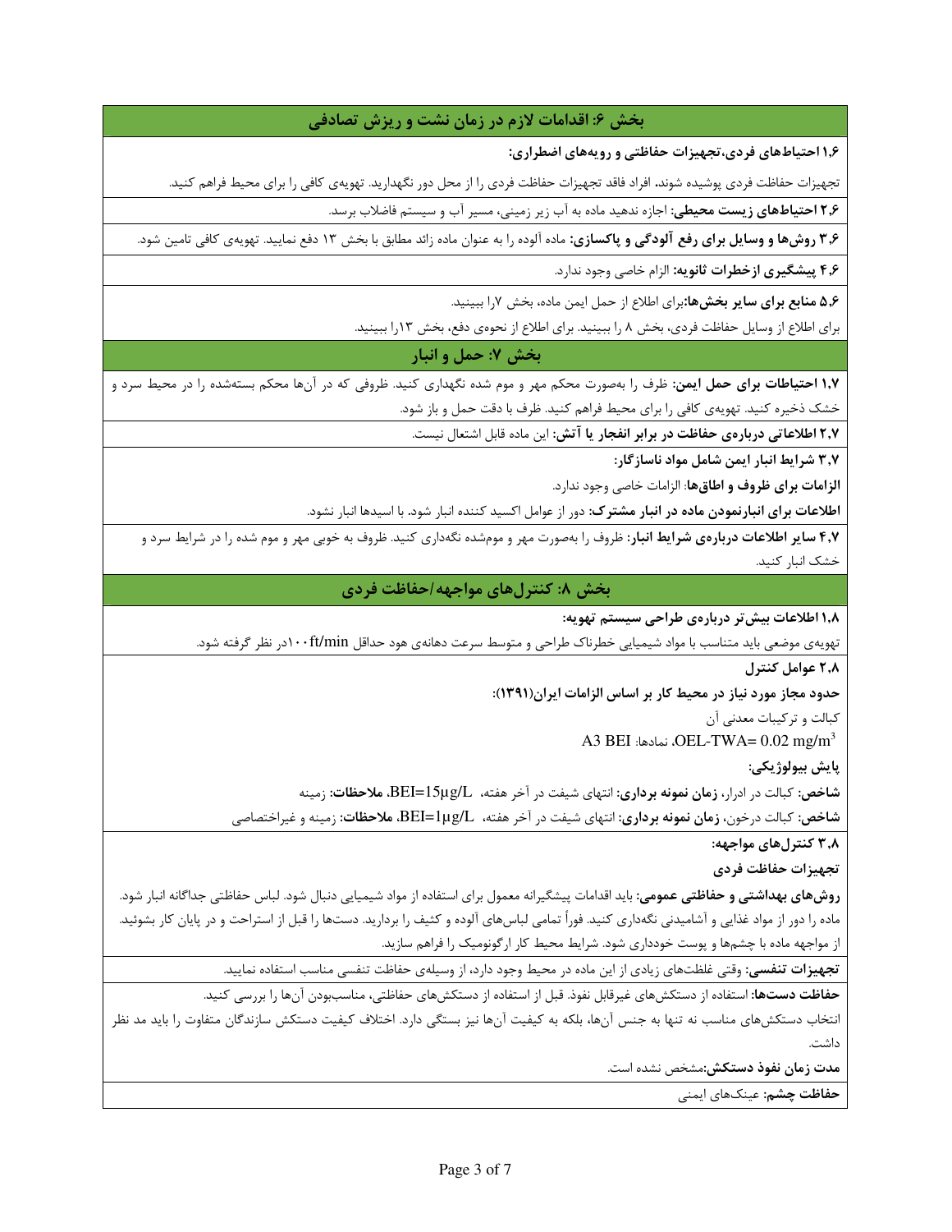## بخش ۶: اقدامات لازم در زمان نشت و ریزش تصادفی

**۱،۶ احتیاط‌های فردی،تجهیزات حفاظتی و رویه‌های اضطراری:**

تجهیزات حفاظت فردی پوشیده شوند. افراد فاقد تجهیزات حفاظت فردی را از محل دور نگهدارید. تهویه‌ی کافی را برای محیط فراهم کنید.

**۲،۶ احتیاط‌های زیست محیطی:** اجازه ندهید ماده به آب زیر زمینی، مسیر آب و سیستم فاضلاب برسد.

**۳،۶ روش‌ها و وسایل برای رفع آلودگی و پاکسازی:** ماده آلوده را به عنوان ماده زائد مطابق با بخش ۱۳ دفع نمایید. تهویه‌ی کافی تامین شود.

**۴،۶ پیشگیری ازخطرات ثانویه:** الزام خاصی وجود ندارد.

**۵،۶ منابع برای سایر بخش‌ها:**برای اطلاع از حمل ایمن ماده، بخش ۷را ببینید.

برای اطلاع از وسایل حفاظت فردی، بخش ۸ را ببینید. برای اطلاع از نحوه‌ی دفع، بخش ۱۳را ببینید.

## بخش ۷: حمل و انبار

**۱،۷ احتیاطات برای حمل ایمن:** ظرف را به‌صورت محکم مهر و موم شده نگهداری کنید. ظروفی که در آن‌ها محکم بسته‌شده را در محیط سرد و خشک ذخیره کنید. تهویه‌ی کافی را برای محیط فراهم کنید. ظرف با دقت حمل و باز شود.

**۲،۷ اطلاعاتی درباره‌ی حفاظت در برابر انفجار یا آتش:** این ماده قابل اشتعال نیست.

**۳،۷ شرایط انبار ایمن شامل مواد ناسازگار:**

**الزامات برای ظروف و اطاق‌ها**: الزامات خاصی وجود ندارد.

**اطلاعات برای انبارنمودن ماده در انبار مشترک:** دور از عوامل اکسید کننده انبار شود. با اسیدها انبار نشود.

**۴،۷ سایر اطلاعات درباره‌ی شرایط انبار:** ظروف را به‌صورت مهر و موم‌شده نگه‌داری کنید. ظروف به خوبی مهر و موم شده را در شرایط سرد و خشک انبار کنید.

## بخش ۸: کنترل‌های مواجهه/حفاظت فردی

**۱،۸ اطلاعات بیش‌تر درباره‌ی طراحی سیستم تهویه:**

تهویه‌ی موضعی باید متناسب با مواد شیمیایی خطرناک طراحی و متوسط سرعت دهانه‌ی هود حداقل ۱۰۰ft/minدر نظر گرفته شود.

**۲،۸ عوامل کنترل**

**حدود مجاز مورد نیاز در محیط کار بر اساس الزامات ایران(۱۳۹۱):**

کبالت و ترکیبات معدنی آن

OEL-TWA= 0.02 mg/m$^3$، نمادها: A3 BEI

**پایش بیولوژیکی:**

**شاخص:** کبالت در ادرار، **زمان نمونه برداری:** انتهای شیفت در آخر هفته، BEI=15µg/L، **ملاحظات:** زمینه

**شاخص:** کبالت درخون، **زمان نمونه برداری:** انتهای شیفت در آخر هفته، BEI=1µg/L، **ملاحظات:** زمینه و غیراختصاصی

**۳،۸ کنترل‌های مواجهه:**

**تجهیزات حفاظت فردی**

**روش‌های بهداشتی و حفاظتی عمومی:** باید اقدامات پیشگیرانه معمول برای استفاده از مواد شیمیایی دنبال شود. لباس حفاظتی جداگانه انبار شود. ماده را دور از مواد غذایی و آشامیدنی نگه‌داری کنید. فوراً تمامی لباس‌های آلوده و کثیف را بردارید. دست‌ها را قبل از استراحت و در پایان کار بشوئید. از مواجهه ماده با چشم‌ها و پوست خودداری شود. شرایط محیط کار ارگونومیک را فراهم سازید.

**تجهیزات تنفسی:** وقتی غلظت‌های زیادی از این ماده در محیط وجود دارد، از وسیله‌ی حفاظت تنفسی مناسب استفاده نمایید.

**حفاظت دست‌ها:** استفاده از دستکش‌های غیرقابل نفوذ. قبل از استفاده از دستکش‌های حفاظتی، مناسب‌بودن آن‌ها را بررسی کنید.

انتخاب دستکش‌های مناسب نه تنها به جنس آن‌ها، بلکه به کیفیت آن‌ها نیز بستگی دارد. اختلاف کیفیت دستکش سازندگان متفاوت را باید مد نظر داشت.

**مدت زمان نفوذ دستکش:**مشخص نشده است.

**حفاظت چشم:** عینک‌های ایمنی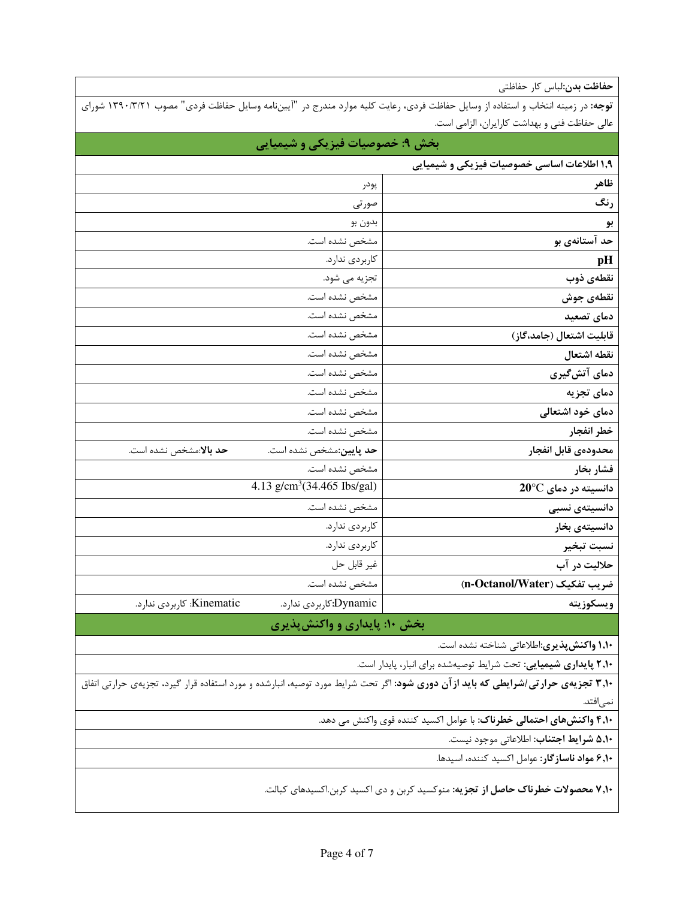**حفاظت بدن:**لباس کار حفاظتی

**توجه:** در زمینه انتخاب و استفاده از وسایل حفاظت فردی، رعایت کلیه موارد مندرج در "آیین‌نامه وسایل حفاظت فردی" مصوب ۱۳۹۰/۳/۲۱ شورای عالی حفاظت فنی و بهداشت کارایران، الزامی است.

## بخش ۹: خصوصیات فیزیکی و شیمیایی

**۱,۹ اطلاعات اساسی خصوصیات فیزیکی و شیمیایی**

| | | |
|---|---|---|
| **ظاهر** | پودر | |
| **رنگ** | صورتی | |
| **بو** | بدون بو | |
| **حد آستانه‌ی بو** | مشخص نشده است. | |
| **pH** | کاربردی ندارد. | |
| **نقطه‌ی ذوب** | تجزیه می شود. | |
| **نقطه‌ی جوش** | مشخص نشده است. | |
| **دمای تصعید** | مشخص نشده است. | |
| **قابلیت اشتعال (جامد،گاز)** | مشخص نشده است. | |
| **نقطه اشتعال** | مشخص نشده است. | |
| **دمای آتش‌گیری** | مشخص نشده است. | |
| **دمای تجزیه** | مشخص نشده است. | |
| **دمای خود اشتعالی** | مشخص نشده است. | |
| **خطر انفجار** | مشخص نشده است. | |
| **محدوده‌ی قابل انفجار** | **حد پایین:**مشخص نشده است. | **حد بالا:**مشخص نشده است. |
| **فشار بخار** | مشخص نشده است. | |
| **دانسیته در دمای 20°C** | 4.13 g/cm$^3$(34.465 Ibs/gal) | |
| **دانسیته‌ی نسبی** | مشخص نشده است. | |
| **دانسیته‌ی بخار** | کاربردی ندارد. | |
| **نسبت تبخیر** | کاربردی ندارد. | |
| **حلالیت در آب** | غیر قابل حل | |
| **ضریب تفکیک (n-Octanol/Water)** | مشخص نشده است. | |
| **ویسکوزیته** | Dynamic:کاربردی ندارد. | Kinematic: کاربردی ندارد. |

## بخش ۱۰: پایداری و واکنش‌پذیری

**۱,۱۰ واکنش‌پذیری:**اطلاعاتی شناخته نشده است.

**۲,۱۰ پایداری شیمیایی:** تحت شرایط توصیه‌شده برای انبار، پایدار است.

**۳,۱۰ تجزیه‌ی حرارتی/شرایطی که باید ازآن دوری شود:** اگر تحت شرایط مورد توصیه، انبارشده و مورد استفاده قرار گیرد، تجزیه‌ی حرارتی اتفاق نمی‌افتد.

**۴,۱۰ واکنش‌های احتمالی خطرناک:** با عوامل اکسید کننده قوی واکنش می دهد.

**۵,۱۰ شرایط اجتناب:** اطلاعاتی موجود نیست.

**۶,۱۰ مواد ناسازگار:** عوامل اکسید کننده، اسیدها.

**۷,۱۰ محصولات خطرناک حاصل از تجزیه:** منوکسید کربن و دی اکسید کربن.اکسیدهای کبالت.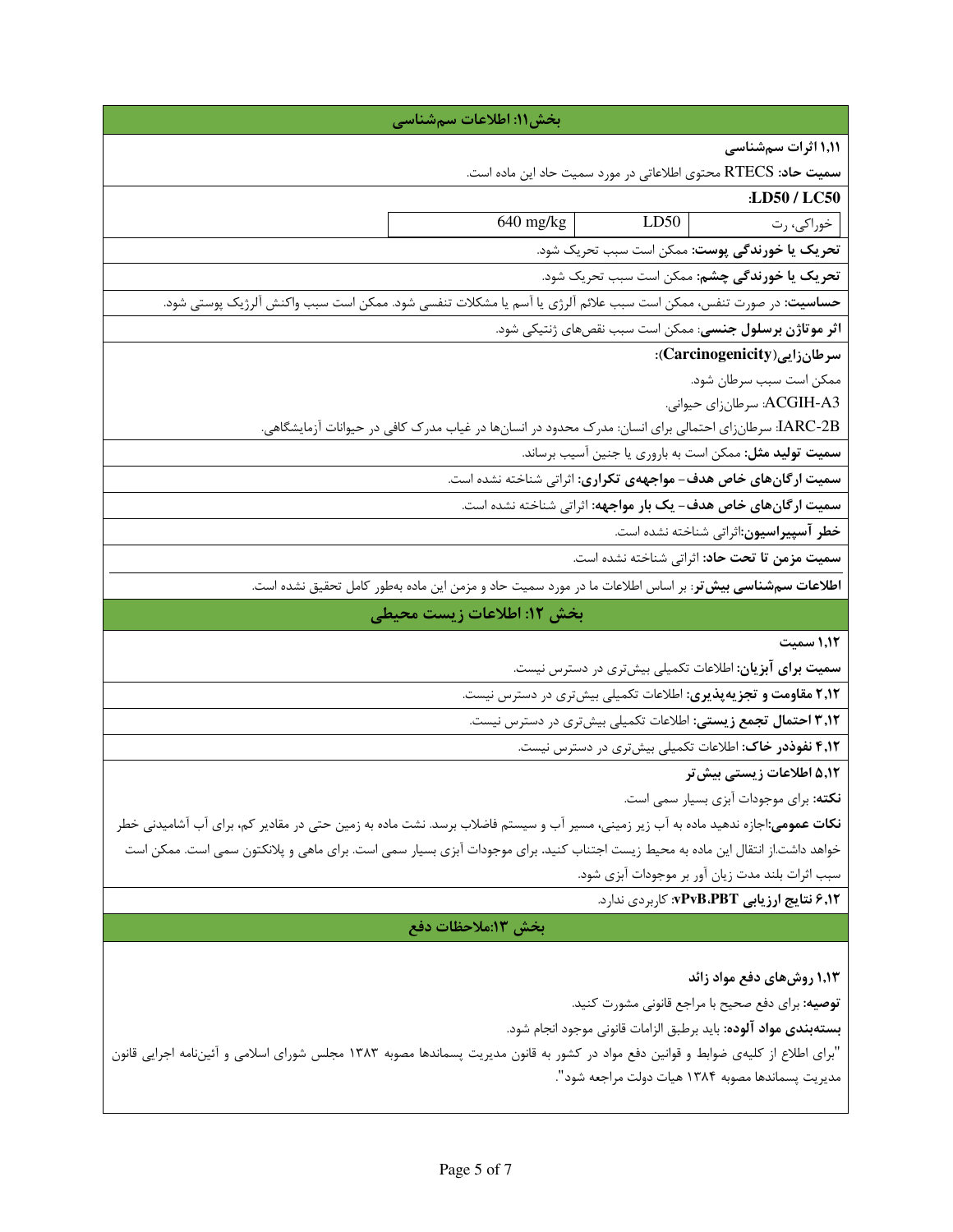## بخش۱۱: اطلاعات سم‌شناسی

### ۱,۱۱ اثرات سم‌شناسی

**سمیت حاد:** RTECS محتوی اطلاعاتی در مورد سمیت حاد این ماده است.

**LD50 / LC50:**

| خوراکی، رت | LD50 | 640 mg/kg |
|---|---|---|

**تحریک یا خورندگی پوست:** ممکن است سبب تحریک شود.

**تحریک یا خورندگی چشم:** ممکن است سبب تحریک شود.

**حساسیت:** در صورت تنفس، ممکن است سبب علائم آلرژی یا آسم یا مشکلات تنفسی شود. ممکن است سبب واکنش آلرژیک پوستی شود.

**اثر موتاژن برسلول جنسی**: ممکن است سبب نقص‌های ژنتیکی شود.

**سرطان‌زایی(Carcinogenicity):**

ممکن است سبب سرطان شود.

ACGIH-A3: سرطان‌زای حیوانی.

IARC-2B: سرطان‌زای احتمالی برای انسان: مدرک محدود در انسان‌ها در غیاب مدرک کافی در حیوانات آزمایشگاهی.

**سمیت تولید مثل:** ممکن است به باروری یا جنین آسیب برساند.

**سمیت ارگان‌های خاص هدف- مواجهه‌ی تکراری:** اثراتی شناخته نشده است.

**سمیت ارگان‌های خاص هدف- یک بار مواجهه:** اثراتی شناخته نشده است.

**خطر آسپیراسیون:**اثراتی شناخته نشده است.

**سمیت مزمن تا تحت حاد:** اثراتی شناخته نشده است.

**اطلاعات سم‌شناسی بیش‌تر**: بر اساس اطلاعات ما در مورد سمیت حاد و مزمن این ماده به‌طور کامل تحقیق نشده است.

## بخش ۱۲: اطلاعات زیست محیطی

### ۱,۱۲ سمیت

**سمیت برای آبزیان:** اطلاعات تکمیلی بیش‌تری در دسترس نیست.

**۲,۱۲ مقاومت و تجزیه‌پذیری:** اطلاعات تکمیلی بیش‌تری در دسترس نیست.

**۳,۱۲ احتمال تجمع زیستی:** اطلاعات تکمیلی بیش‌تری در دسترس نیست.

**۴,۱۲ نفوذدر خاک:** اطلاعات تکمیلی بیش‌تری در دسترس نیست.

### ۵,۱۲ اطلاعات زیستی بیش‌تر

**نکته:** برای موجودات آبزی بسیار سمی است.

**نکات عمومی:**اجازه ندهید ماده به آب زیر زمینی، مسیر آب و سیستم فاضلاب برسد. نشت ماده به زمین حتی در مقادیر کم، برای آب آشامیدنی خطر خواهد داشت.از انتقال این ماده به محیط زیست اجتناب کنید. برای موجودات آبزی بسیار سمی است. برای ماهی و پلانکتون سمی است. ممکن است سبب اثرات بلند مدت زیان آور بر موجودات آبزی شود.

**۶,۱۲ نتایج ارزیابی vPvB،PBT:** کاربردی ندارد.

## بخش ۱۳:ملاحظات دفع

### ۱,۱۳ روش‌های دفع مواد زائد

**توصیه:** برای دفع صحیح با مراجع قانونی مشورت کنید.

**بسته‌بندی مواد آلوده:** باید برطبق الزامات قانونی موجود انجام شود.

"برای اطلاع از کلیه‌ی ضوابط و قوانین دفع مواد در کشور به قانون مدیریت پسماندها مصوبه ۱۳۸۳ مجلس شورای اسلامی و آئین‌نامه اجرایی قانون مدیریت پسماندها مصوبه ۱۳۸۴ هیات دولت مراجعه شود".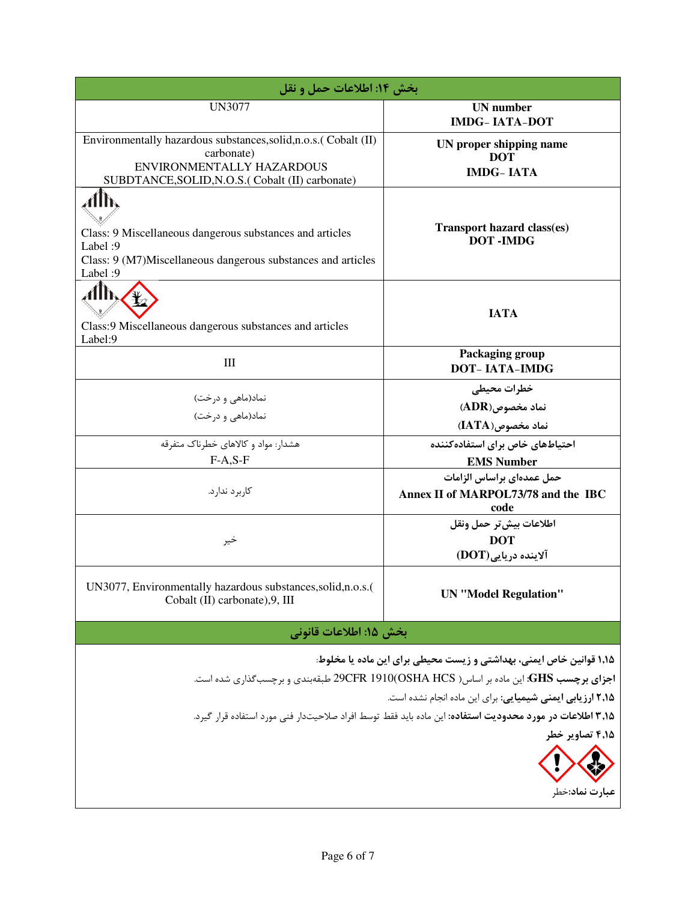## بخش ۱۴: اطلاعات حمل و نقل

| | |
|---|---|
| **UN number**<br>**IMDG- IATA-DOT** | UN3077 |
| **UN proper shipping name**<br>**DOT**<br>**IMDG- IATA** | Environmentally hazardous substances,solid,n.o.s.( Cobalt (II) carbonate)<br>ENVIRONMENTALLY HAZARDOUS SUBDTANCE,SOLID,N.O.S.( Cobalt (II) carbonate) |
| **Transport hazard class(es)**<br>**DOT -IMDG** | Class: 9 Miscellaneous dangerous substances and articles<br>Label :9<br>Class: 9 (M7)Miscellaneous dangerous substances and articles<br>Label :9 |
| **IATA** | Class:9 Miscellaneous dangerous substances and articles<br>Label:9 |
| **Packaging group**<br>**DOT- IATA-IMDG** | III |
| **خطرات محیطی**<br>**نماد مخصوص(ADR)**<br>**نماد مخصوص(IATA)** | نماد(ماهی و درخت)<br>نماد(ماهی و درخت) |
| **احتیاط‌های خاص برای استفاده‌کننده**<br>**EMS Number** | هشدار: مواد و کالاهای خطرناک متفرقه<br>F-A,S-F |
| **حمل عمده‌ای براساس الزامات**<br>**Annex II of MARPOL73/78 and the IBC code** | کاربرد ندارد. |
| **اطلاعات بیش‌تر حمل ونقل**<br>**DOT**<br>**آلاینده دریایی(DOT)** | خیر |
| **UN "Model Regulation"** | UN3077, Environmentally hazardous substances,solid,n.o.s.( Cobalt (II) carbonate),9, III |

## بخش ۱۵: اطلاعات قانونی

**۱,۱۵ قوانین خاص ایمنی، بهداشتی و زیست محیطی برای این ماده یا مخلوط**:

**اجزای برچسب GHS**: این ماده بر اساس( 29CFR 1910(OSHA HCS طبقه‌بندی و برچسب‌گذاری شده است.

**۲,۱۵ ارزیابی ایمنی شیمیایی**: برای این ماده انجام نشده است.

**۳,۱۵ اطلاعات در مورد محدودیت استفاده**: این ماده باید فقط توسط افراد صلاحیت‌دار فنی مورد استفاده قرار گیرد.

**۴,۱۵ تصاویر خطر**

**عبارت نماد**:خطر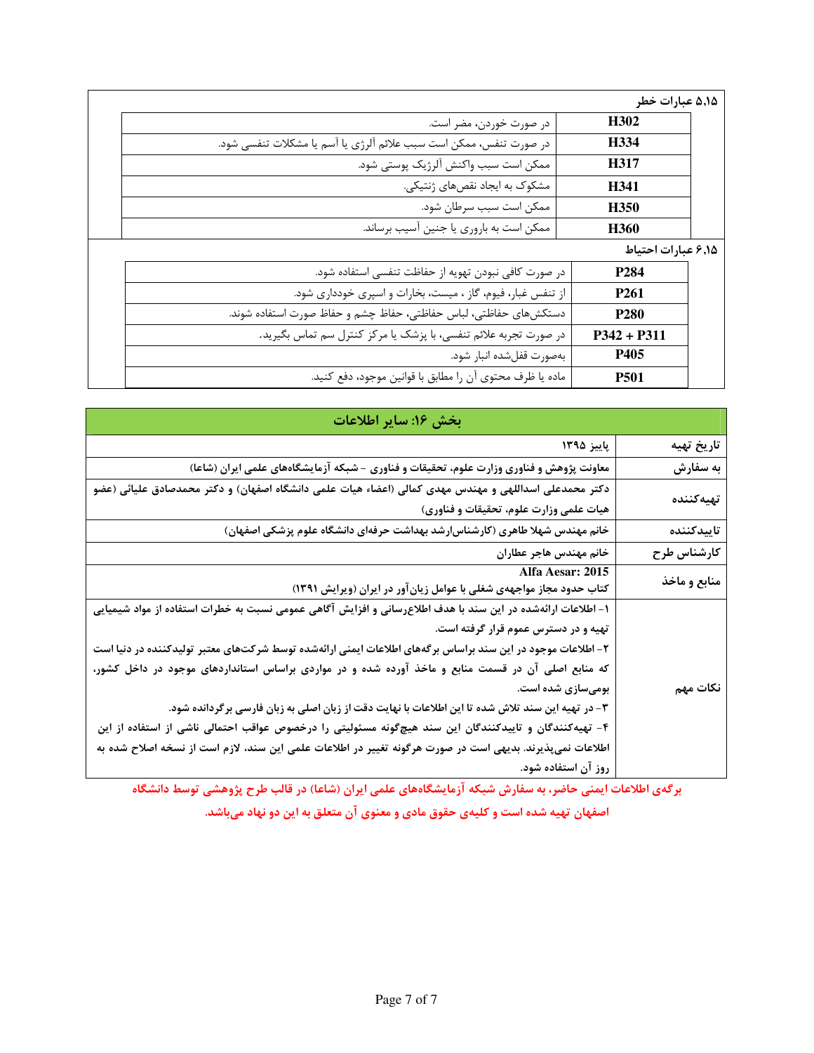**۵،۱۵ عبارات خطر**

| | |
|---|---|
| H302 | در صورت خوردن، مضر است. |
| H334 | در صورت تنفس، ممکن است سبب علائم آلرژی یا آسم یا مشکلات تنفسی شود. |
| H317 | ممکن است سبب واکنش آلرژیک پوستی شود. |
| H341 | مشکوک به ایجاد نقص‌های ژنتیکی. |
| H350 | ممکن است سبب سرطان شود. |
| H360 | ممکن است به باروری یا جنین آسیب برساند. |

**۶،۱۵ عبارات احتیاط**

| | |
|---|---|
| P284 | در صورت کافی نبودن تهویه از حفاظت تنفسی استفاده شود. |
| P261 | از تنفس غبار، فیوم، گاز ، میست، بخارات و اسپری خودداری شود. |
| P280 | دستکش‌های حفاظتی، لباس حفاظتی، حفاظ چشم و حفاظ صورت استفاده شوند. |
| P342 + P311 | در صورت تجربه علائم تنفسی، با پزشک یا مرکز کنترل سم تماس بگیرید. |
| P405 | به‌صورت قفل‌شده انبار شود. |
| P501 | ماده یا ظرف محتوی آن را مطابق با قوانین موجود، دفع کنید. |

## بخش ۱۶: سایر اطلاعات

| | |
|---|---|
| تاریخ تهیه | پاییز ۱۳۹۵ |
| به سفارش | معاونت پژوهش و فناوری وزارت علوم، تحقیقات و فناوری - شبکه آزمایشگاه‌های علمی ایران (شاعا) |
| تهیه‌کننده | دکتر محمدعلی اسداللهی و مهندس مهدی کمالی (اعضاء هیات علمی دانشگاه اصفهان) و دکتر محمدصادق علیائی (عضو هیات علمی وزارت علوم، تحقیقات و فناوری) |
| تاییدکننده | خانم مهندس شهلا طاهری (کارشناس‌ارشد بهداشت حرفه‌ای دانشگاه علوم پزشکی اصفهان) |
| کارشناس طرح | خانم مهندس هاجر عطاران |
| منابع و ماخذ | Alfa Aesar: 2015<br>کتاب حدود مجاز مواجهه‌ی شغلی با عوامل زیان‌آور در ایران (ویرایش ۱۳۹۱) |
| نکات مهم | ۱- اطلاعات ارائه‌شده در این سند با هدف اطلاع‌رسانی و افزایش آگاهی عمومی نسبت به خطرات استفاده از مواد شیمیایی تهیه و در دسترس عموم قرار گرفته است.<br>۲- اطلاعات موجود در این سند براساس برگه‌های اطلاعات ایمنی ارائه‌شده توسط شرکت‌های معتبر تولیدکننده در دنیا است که منابع اصلی آن در قسمت منابع و ماخذ آورده شده و در مواردی براساس استانداردهای موجود در داخل کشور، بومی‌سازی شده است.<br>۳- در تهیه این سند تلاش شده تا این اطلاعات با نهایت دقت از زبان اصلی به زبان فارسی برگردانده شود.<br>۴- تهیه‌کنندگان و تاییدکنندگان این سند هیچ‌گونه مسئولیتی را درخصوص عواقب احتمالی ناشی از استفاده از این اطلاعات نمی‌پذیرند. بدیهی است در صورت هرگونه تغییر در اطلاعات علمی این سند، لازم است از نسخه اصلاح شده به روز آن استفاده شود. |

**برگه‌ی اطلاعات ایمنی حاضر، به سفارش شبکه آزمایشگاه‌های علمی ایران (شاعا) در قالب طرح پژوهشی توسط دانشگاه اصفهان تهیه شده است و کلیه‌ی حقوق مادی و معنوی آن متعلق به این دو نهاد می‌باشد.**